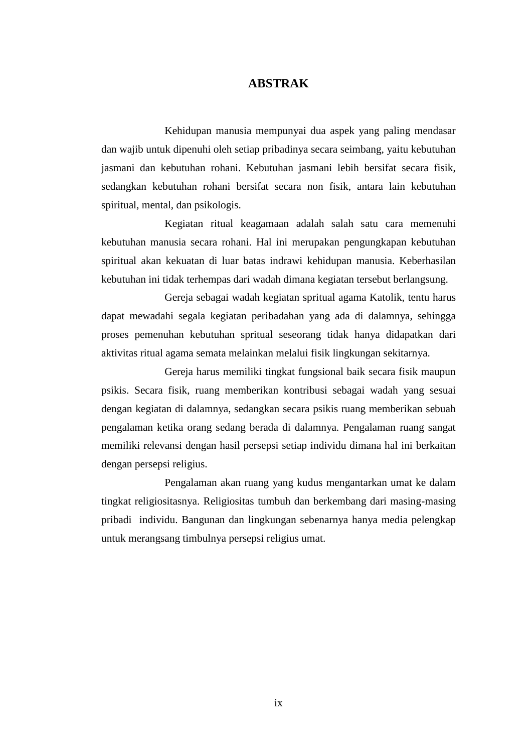# ABSTRAK

Kehidupan manusia mempunyai dua aspek yang paling mendasar dan wajib untuk dipenuhi oleh setiap pribadinya secara seimbang, yaitu kebutuhan jasmani dan kebutuhan rohani. Kebutuhan jasmani lebih bersifat secara fisik, sedangkan kebutuhan rohani bersifat secara non fisik, antara lain kebutuhan spiritual, mental, dan psikologis.

Kegiatan ritual keagamaan adalah salah satu cara memenuhi kebutuhan manusia secara rohani. Hal ini merupakan pengungkapan kebutuhan spiritual akan kekuatan di luar batas indrawi kehidupan manusia. Keberhasilan kebutuhan ini tidak terhempas dari wadah dimana kegiatan tersebut berlangsung.

Gereja sebagai wadah kegiatan spritual agama Katolik, tentu harus dapat mewadahi segala kegiatan peribadahan yang ada di dalamnya, sehingga proses pemenuhan kebutuhan spritual seseorang tidak hanya didapatkan dari aktivitas ritual agama semata melainkan melalui fisik lingkungan sekitarnya.

Gereja harus memiliki tingkat fungsional baik secara fisik maupun psikis. Secara fisik, ruang memberikan kontribusi sebagai wadah yang sesuai dengan kegiatan di dalamnya, sedangkan secara psikis ruang memberikan sebuah pengalaman ketika orang sedang berada di dalamnya. Pengalaman ruang sangat memiliki relevansi dengan hasil persepsi setiap individu dimana hal ini berkaitan dengan persepsi religius.

Pengalaman akan ruang yang kudus mengantarkan umat ke dalam tingkat religiositasnya. Religiositas tumbuh dan berkembang dari masing-masing pribadi individu. Bangunan dan lingkungan sebenarnya hanya media pelengkap untuk merangsang timbulnya persepsi religius umat.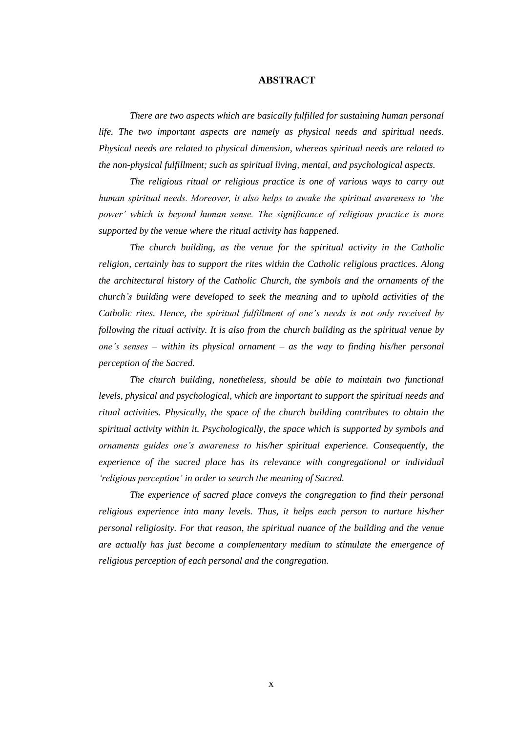# ABSTRACT

*There are two aspects which are basically fulfilled for sustaining human personal life. The two important aspects are namely as physical needs and spiritual needs. Physical needs are related to physical dimension, whereas spiritual needs are related to the non-physical fulfillment; such as spiritual living, mental, and psychological aspects.*

*The religious ritual or religious practice is one of various ways to carry out human spiritual needs. Moreover, it also helps to awake the spiritual awareness to 'the power' which is beyond human sense. The significance of religious practice is more supported by the venue where the ritual activity has happened.*

*The church building, as the venue for the spiritual activity in the Catholic religion, certainly has to support the rites within the Catholic religious practices. Along the architectural history of the Catholic Church, the symbols and the ornaments of the church's building were developed to seek the meaning and to uphold activities of the Catholic rites. Hence, the spiritual fulfillment of one's needs is not only received by following the ritual activity. It is also from the church building as the spiritual venue by one's senses – within its physical ornament – as the way to finding his/her personal perception of the Sacred.*

*The church building, nonetheless, should be able to maintain two functional levels, physical and psychological, which are important to support the spiritual needs and ritual activities. Physically, the space of the church building contributes to obtain the spiritual activity within it. Psychologically, the space which is supported by symbols and ornaments guides one's awareness to his/her spiritual experience. Consequently, the experience of the sacred place has its relevance with congregational or individual 'religious perception' in order to search the meaning of Sacred.*

*The experience of sacred place conveys the congregation to find their personal religious experience into many levels. Thus, it helps each person to nurture his/her personal religiosity. For that reason, the spiritual nuance of the building and the venue are actually has just become a complementary medium to stimulate the emergence of religious perception of each personal and the congregation.*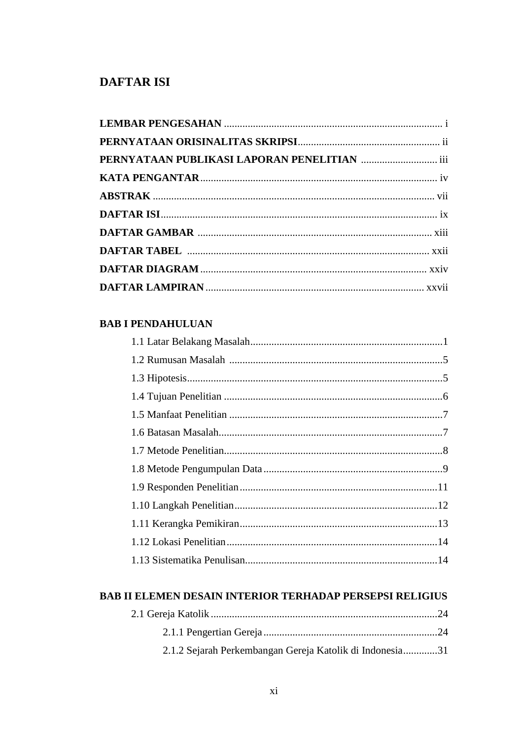# DAFTAR ISI

**LEMBAR PENGESAHAN** .................................................................................. i

**PERNYATAAN ORISINALITAS SKRIPSI**...................................................... ii

**PERNYATAAN PUBLIKASI LAPORAN PENELITIAN** ............................. iii

**KATA PENGANTAR**......................................................................................... iv

**ABSTRAK** .......................................................................................................... vii

**DAFTAR ISI**........................................................................................................ ix

**DAFTAR GAMBAR** ......................................................................................... xiii

**DAFTAR TABEL** ............................................................................................ xxii

**DAFTAR DIAGRAM** ..................................................................................... xxiv

**DAFTAR LAMPIRAN** .................................................................................. xxvii

**BAB I PENDAHULUAN**

- 1.1 Latar Belakang Masalah.........................................................................1
- 1.2 Rumusan Masalah ................................................................................5
- 1.3 Hipotesis................................................................................................5
- 1.4 Tujuan Penelitian ...................................................................................6
- 1.5 Manfaat Penelitian .................................................................................7
- 1.6 Batasan Masalah.....................................................................................7
- 1.7 Metode Penelitian...................................................................................8
- 1.8 Metode Pengumpulan Data ....................................................................9
- 1.9 Responden Penelitian...........................................................................11
- 1.10 Langkah Penelitian.............................................................................12
- 1.11 Kerangka Pemikiran...........................................................................13
- 1.12 Lokasi Penelitian................................................................................14
- 1.13 Sistematika Penulisan.........................................................................14

**BAB II ELEMEN DESAIN INTERIOR TERHADAP PERSEPSI RELIGIUS**

- 2.1 Gereja Katolik .....................................................................................24
  - 2.1.1 Pengertian Gereja ..................................................................24
  - 2.1.2 Sejarah Perkembangan Gereja Katolik di Indonesia.............31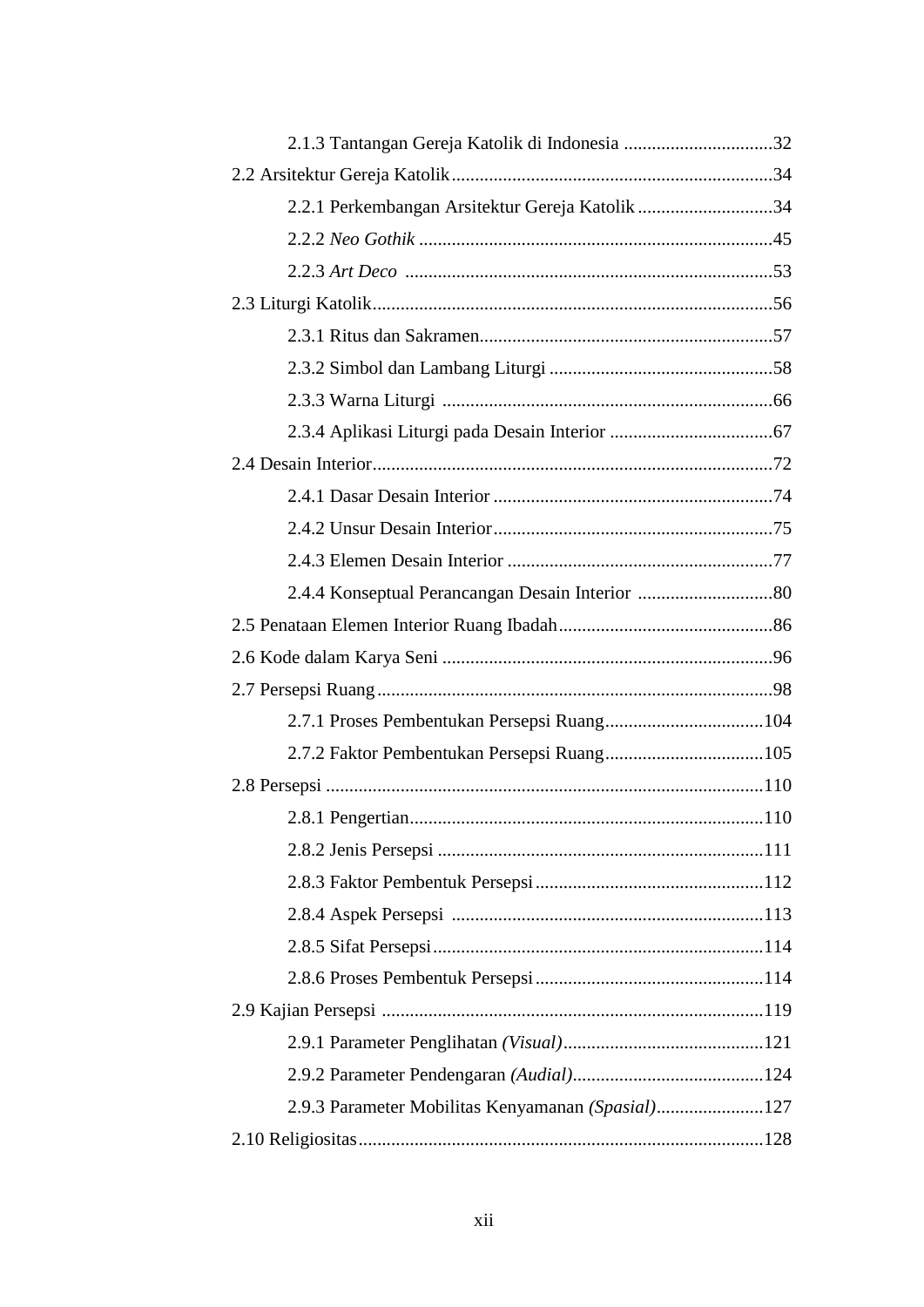2.1.3 Tantangan Gereja Katolik di Indonesia ................................32

2.2 Arsitektur Gereja Katolik.....................................................................34

2.2.1 Perkembangan Arsitektur Gereja Katolik .............................34

2.2.2 *Neo Gothik* ............................................................................45

2.2.3 *Art Deco* ...............................................................................53

2.3 Liturgi Katolik.....................................................................................56

2.3.1 Ritus dan Sakramen...............................................................57

2.3.2 Simbol dan Lambang Liturgi ................................................58

2.3.3 Warna Liturgi .......................................................................66

2.3.4 Aplikasi Liturgi pada Desain Interior ...................................67

2.4 Desain Interior.....................................................................................72

2.4.1 Dasar Desain Interior ............................................................74

2.4.2 Unsur Desain Interior............................................................75

2.4.3 Elemen Desain Interior .........................................................77

2.4.4 Konseptual Perancangan Desain Interior .............................80

2.5 Penataan Elemen Interior Ruang Ibadah..............................................86

2.6 Kode dalam Karya Seni .......................................................................96

2.7 Persepsi Ruang.....................................................................................98

2.7.1 Proses Pembentukan Persepsi Ruang..................................104

2.7.2 Faktor Pembentukan Persepsi Ruang..................................105

2.8 Persepsi .............................................................................................110

2.8.1 Pengertian............................................................................110

2.8.2 Jenis Persepsi ......................................................................111

2.8.3 Faktor Pembentuk Persepsi.................................................112

2.8.4 Aspek Persepsi ...................................................................113

2.8.5 Sifat Persepsi.......................................................................114

2.8.6 Proses Pembentuk Persepsi.................................................114

2.9 Kajian Persepsi .................................................................................119

2.9.1 Parameter Penglihatan *(Visual)*...........................................121

2.9.2 Parameter Pendengaran *(Audial)*.........................................124

2.9.3 Parameter Mobilitas Kenyamanan *(Spasial)*.......................127

2.10 Religiositas.......................................................................................128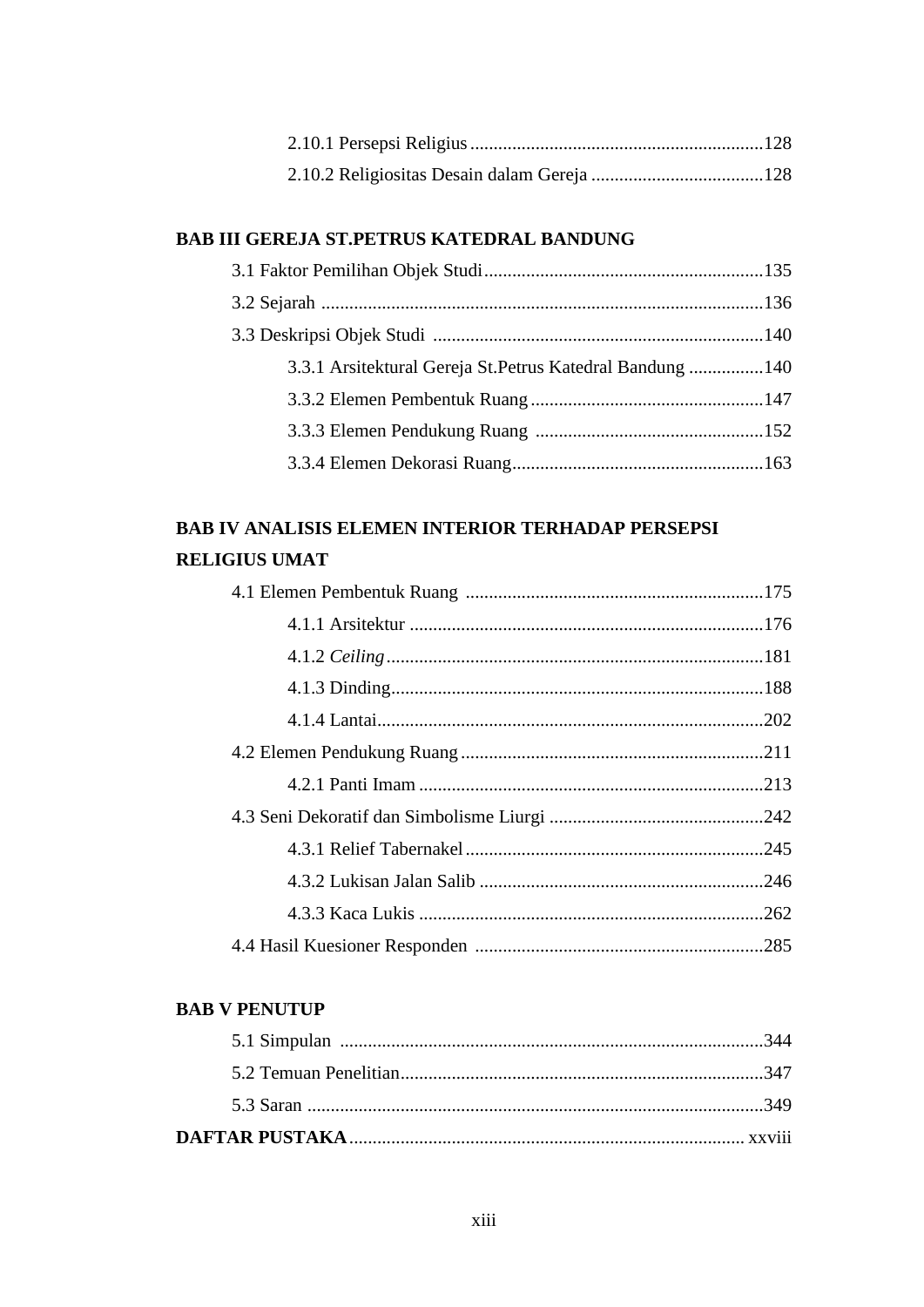2.10.1 Persepsi Religius ..............................................................128

2.10.2 Religiositas Desain dalam Gereja .....................................128

**BAB III GEREJA ST.PETRUS KATEDRAL BANDUNG**

3.1 Faktor Pemilihan Objek Studi............................................................135

3.2 Sejarah ..............................................................................................136

3.3 Deskripsi Objek Studi .......................................................................140

3.3.1 Arsitektural Gereja St.Petrus Katedral Bandung ................140

3.3.2 Elemen Pembentuk Ruang ..................................................147

3.3.3 Elemen Pendukung Ruang .................................................152

3.3.4 Elemen Dekorasi Ruang......................................................163

**BAB IV ANALISIS ELEMEN INTERIOR TERHADAP PERSEPSI RELIGIUS UMAT**

4.1 Elemen Pembentuk Ruang ................................................................175

4.1.1 Arsitektur ............................................................................176

4.1.2 *Ceiling*.................................................................................181

4.1.3 Dinding................................................................................188

4.1.4 Lantai...................................................................................202

4.2 Elemen Pendukung Ruang .................................................................211

4.2.1 Panti Imam ..........................................................................213

4.3 Seni Dekoratif dan Simbolisme Liurgi ..............................................242

4.3.1 Relief Tabernakel.................................................................245

4.3.2 Lukisan Jalan Salib .............................................................246

4.3.3 Kaca Lukis ..........................................................................262

4.4 Hasil Kuesioner Responden ..............................................................285

**BAB V PENUTUP**

5.1 Simpulan ...........................................................................................344

5.2 Temuan Penelitian..............................................................................347

5.3 Saran ..................................................................................................349

**DAFTAR PUSTAKA**..................................................................................... xxviii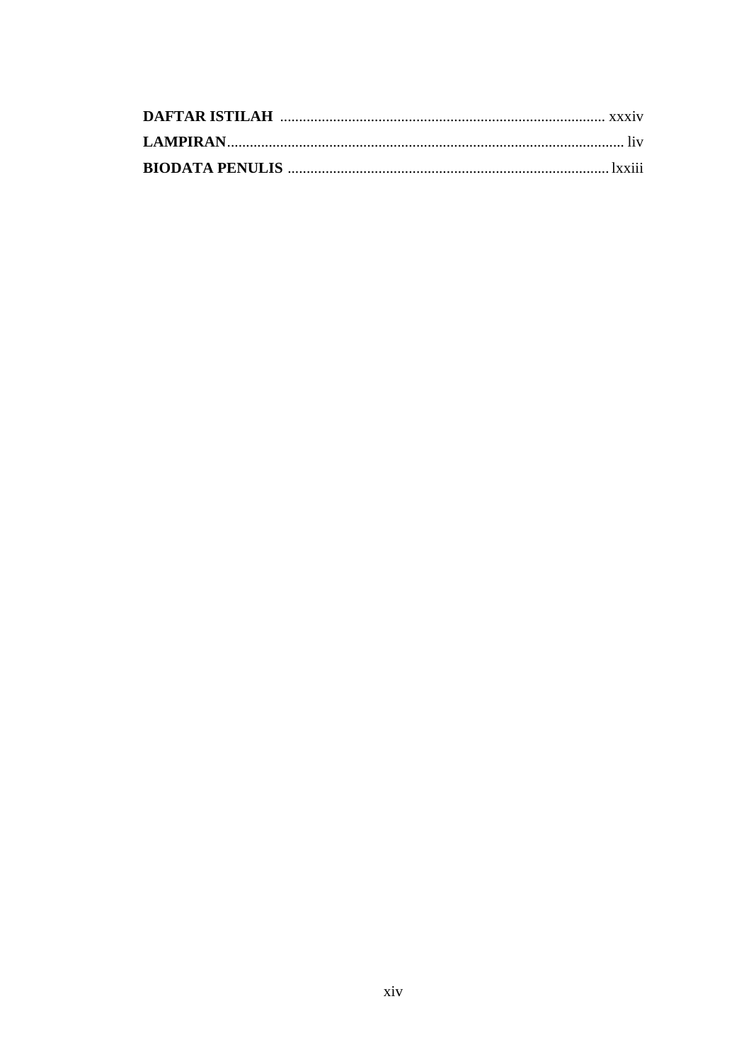**DAFTAR ISTILAH** ...................................................................................... xxxiv

**LAMPIRAN**........................................................................................................ liv

**BIODATA PENULIS** ..................................................................................... lxxiii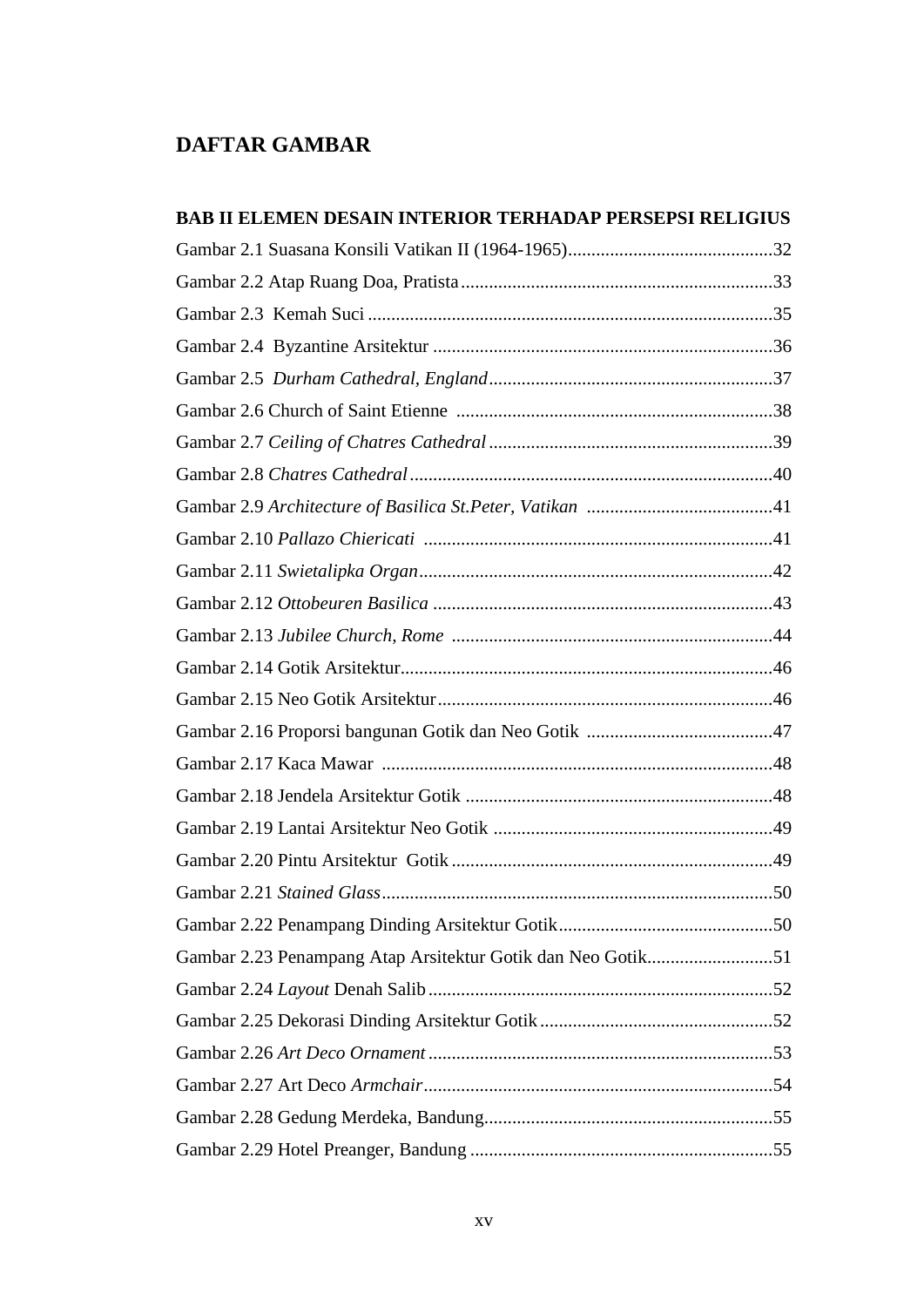# DAFTAR GAMBAR

**BAB II ELEMEN DESAIN INTERIOR TERHADAP PERSEPSI RELIGIUS**

Gambar 2.1 Suasana Konsili Vatikan II (1964-1965)............................................32

Gambar 2.2 Atap Ruang Doa, Pratista...................................................................33

Gambar 2.3 Kemah Suci .......................................................................................35

Gambar 2.4 Byzantine Arsitektur .........................................................................36

Gambar 2.5 *Durham Cathedral, England*.............................................................37

Gambar 2.6 Church of Saint Etienne ....................................................................38

Gambar 2.7 *Ceiling of Chatres Cathedral*.............................................................39

Gambar 2.8 *Chatres Cathedral*.............................................................................40

Gambar 2.9 *Architecture of Basilica St.Peter, Vatikan* ........................................41

Gambar 2.10 *Pallazo Chiericati* ...........................................................................41

Gambar 2.11 *Swietalipka Organ*............................................................................42

Gambar 2.12 *Ottobeuren Basilica* .........................................................................43

Gambar 2.13 *Jubilee Church, Rome* .....................................................................44

Gambar 2.14 Gotik Arsitektur................................................................................46

Gambar 2.15 Neo Gotik Arsitektur........................................................................46

Gambar 2.16 Proporsi bangunan Gotik dan Neo Gotik ........................................47

Gambar 2.17 Kaca Mawar ....................................................................................48

Gambar 2.18 Jendela Arsitektur Gotik ..................................................................48

Gambar 2.19 Lantai Arsitektur Neo Gotik ............................................................49

Gambar 2.20 Pintu Arsitektur Gotik .....................................................................49

Gambar 2.21 *Stained Glass*...................................................................................50

Gambar 2.22 Penampang Dinding Arsitektur Gotik..............................................50

Gambar 2.23 Penampang Atap Arsitektur Gotik dan Neo Gotik...........................51

Gambar 2.24 *Layout* Denah Salib..........................................................................52

Gambar 2.25 Dekorasi Dinding Arsitektur Gotik..................................................52

Gambar 2.26 *Art Deco Ornament*..........................................................................53

Gambar 2.27 Art Deco *Armchair*...........................................................................54

Gambar 2.28 Gedung Merdeka, Bandung..............................................................55

Gambar 2.29 Hotel Preanger, Bandung .................................................................55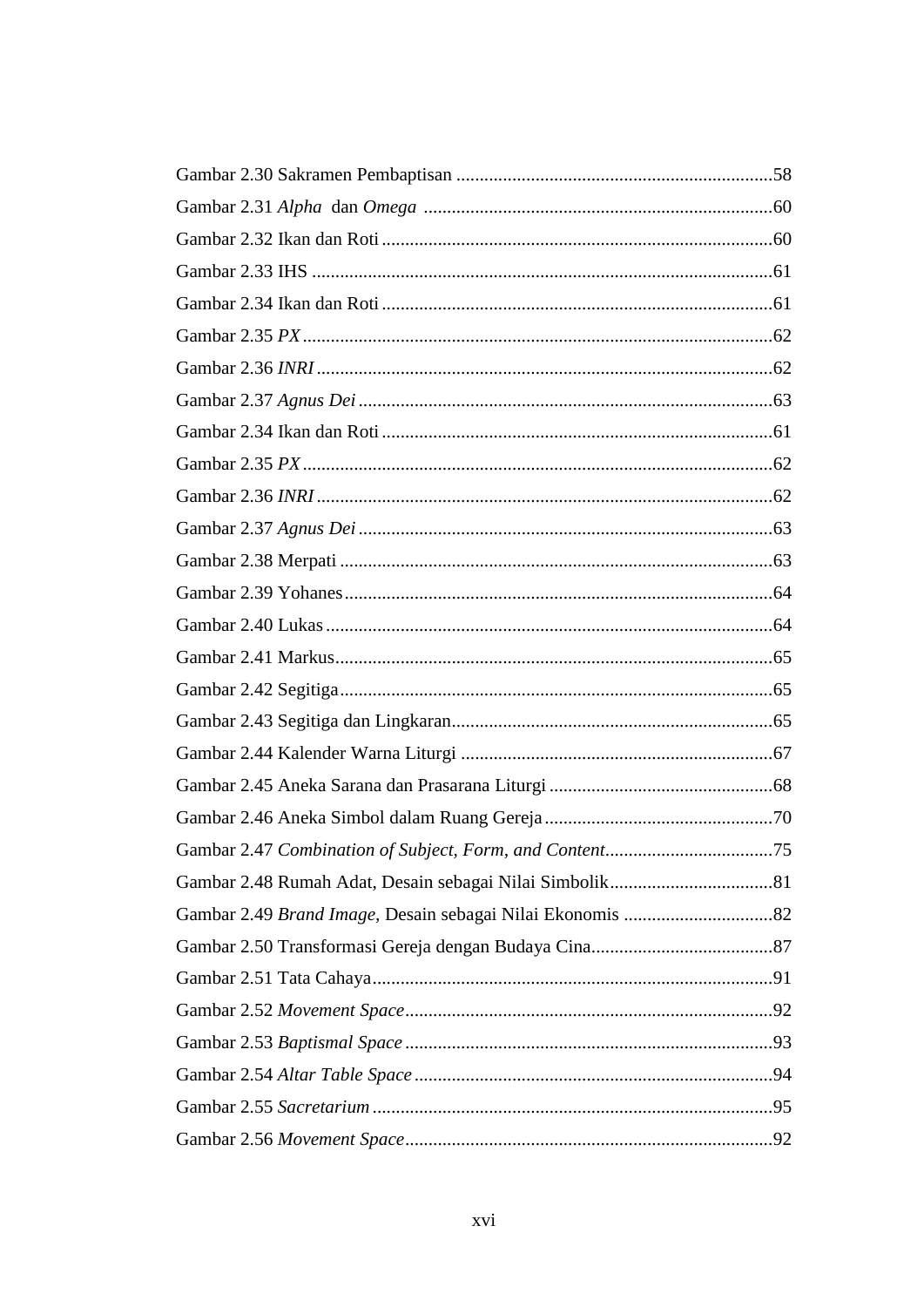Gambar 2.30 Sakramen Pembaptisan ....................................................................58
Gambar 2.31 *Alpha* dan *Omega* ...........................................................................60
Gambar 2.32 Ikan dan Roti ....................................................................................60
Gambar 2.33 IHS ...................................................................................................61
Gambar 2.34 Ikan dan Roti ....................................................................................61
Gambar 2.35 *PX* .....................................................................................................62
Gambar 2.36 *INRI* ..................................................................................................62
Gambar 2.37 *Agnus Dei* .........................................................................................63
Gambar 2.34 Ikan dan Roti ....................................................................................61
Gambar 2.35 *PX* .....................................................................................................62
Gambar 2.36 *INRI* ..................................................................................................62
Gambar 2.37 *Agnus Dei* .........................................................................................63
Gambar 2.38 Merpati .............................................................................................63
Gambar 2.39 Yohanes ............................................................................................64
Gambar 2.40 Lukas ................................................................................................64
Gambar 2.41 Markus ..............................................................................................65
Gambar 2.42 Segitiga .............................................................................................65
Gambar 2.43 Segitiga dan Lingkaran .....................................................................65
Gambar 2.44 Kalender Warna Liturgi ...................................................................67
Gambar 2.45 Aneka Sarana dan Prasarana Liturgi ................................................68
Gambar 2.46 Aneka Simbol dalam Ruang Gereja .................................................70
Gambar 2.47 *Combination of Subject, Form, and Content* ....................................75
Gambar 2.48 Rumah Adat, Desain sebagai Nilai Simbolik ...................................81
Gambar 2.49 *Brand Image*, Desain sebagai Nilai Ekonomis ................................82
Gambar 2.50 Transformasi Gereja dengan Budaya Cina .......................................87
Gambar 2.51 Tata Cahaya ......................................................................................91
Gambar 2.52 *Movement Space* ...............................................................................92
Gambar 2.53 *Baptismal Space* ...............................................................................93
Gambar 2.54 *Altar Table Space* .............................................................................94
Gambar 2.55 *Sacretarium* ......................................................................................95
Gambar 2.56 *Movement Space* ...............................................................................92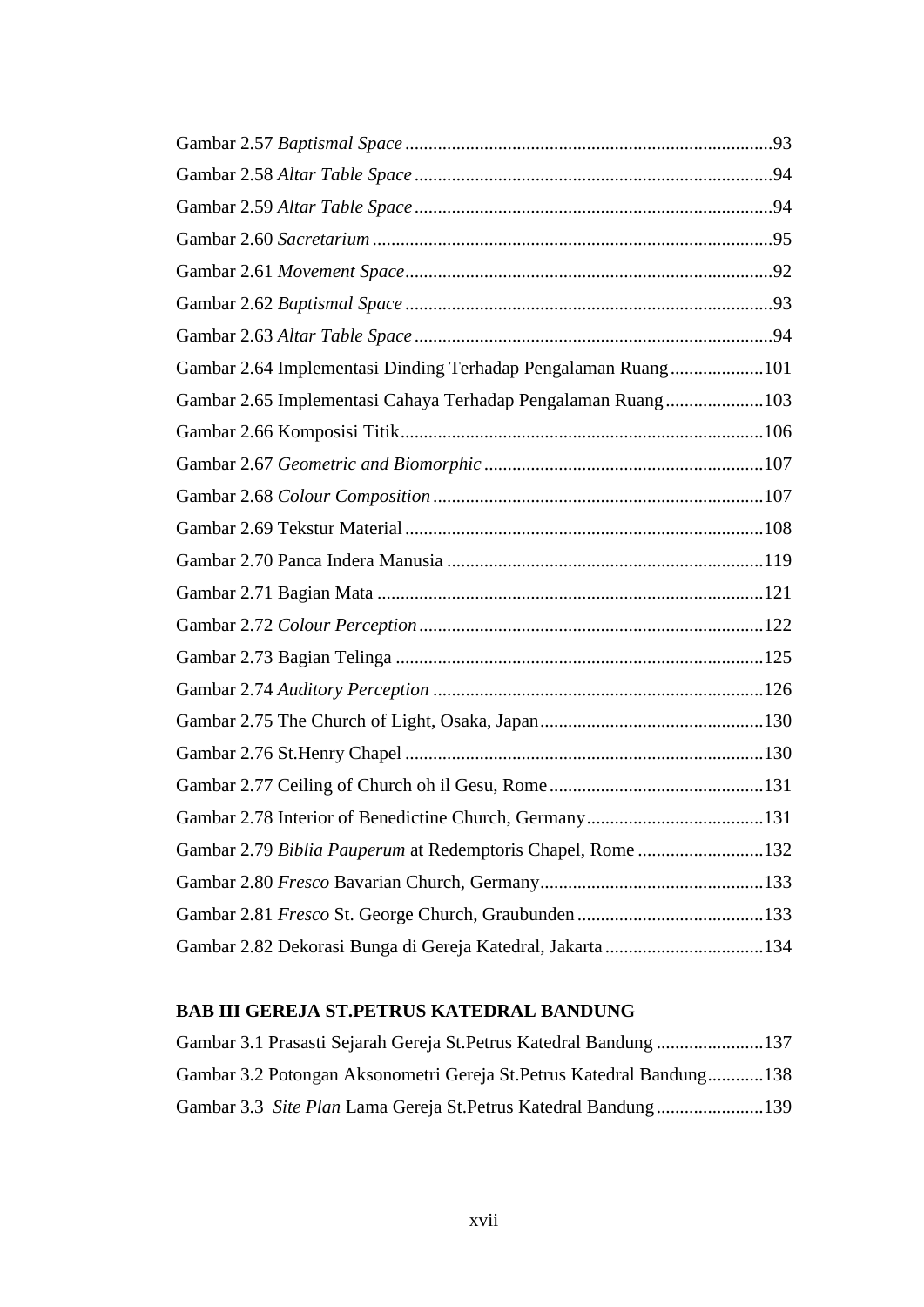Gambar 2.57 *Baptismal Space* ..............................................................................93
Gambar 2.58 *Altar Table Space* ............................................................................94
Gambar 2.59 *Altar Table Space* ............................................................................94
Gambar 2.60 *Sacretarium* .....................................................................................95
Gambar 2.61 *Movement Space*..............................................................................92
Gambar 2.62 *Baptismal Space* ..............................................................................93
Gambar 2.63 *Altar Table Space* ............................................................................94
Gambar 2.64 Implementasi Dinding Terhadap Pengalaman Ruang....................101
Gambar 2.65 Implementasi Cahaya Terhadap Pengalaman Ruang.....................103
Gambar 2.66 Komposisi Titik.............................................................................106
Gambar 2.67 *Geometric and Biomorphic* ............................................................107
Gambar 2.68 *Colour Composition* ......................................................................107
Gambar 2.69 Tekstur Material.............................................................................108
Gambar 2.70 Panca Indera Manusia ....................................................................119
Gambar 2.71 Bagian Mata ...................................................................................121
Gambar 2.72 *Colour Perception*..........................................................................122
Gambar 2.73 Bagian Telinga ...............................................................................125
Gambar 2.74 *Auditory Perception* ......................................................................126
Gambar 2.75 The Church of Light, Osaka, Japan................................................130
Gambar 2.76 St.Henry Chapel .............................................................................130
Gambar 2.77 Ceiling of Church oh il Gesu, Rome..............................................131
Gambar 2.78 Interior of Benedictine Church, Germany......................................131
Gambar 2.79 *Biblia Pauperum* at Redemptoris Chapel, Rome ...........................132
Gambar 2.80 *Fresco* Bavarian Church, Germany................................................133
Gambar 2.81 *Fresco* St. George Church, Graubunden ........................................133
Gambar 2.82 Dekorasi Bunga di Gereja Katedral, Jakarta ..................................134

**BAB III GEREJA ST.PETRUS KATEDRAL BANDUNG**

Gambar 3.1 Prasasti Sejarah Gereja St.Petrus Katedral Bandung .......................137
Gambar 3.2 Potongan Aksonometri Gereja St.Petrus Katedral Bandung............138
Gambar 3.3 *Site Plan* Lama Gereja St.Petrus Katedral Bandung.......................139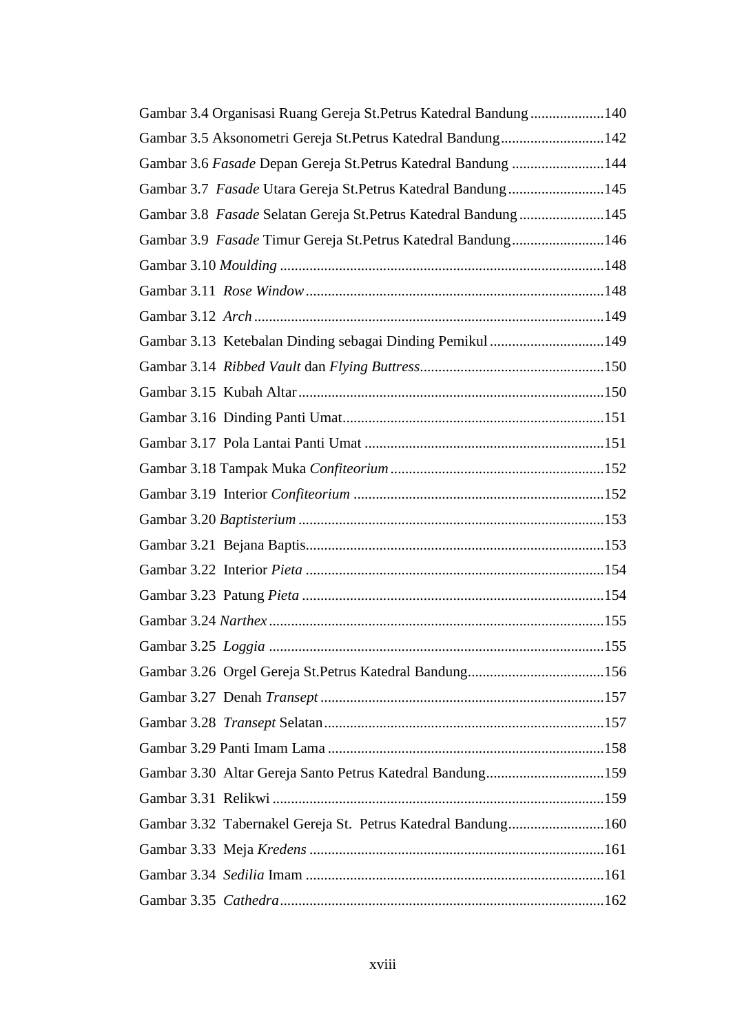Gambar 3.4 Organisasi Ruang Gereja St.Petrus Katedral Bandung ....................140

Gambar 3.5 Aksonometri Gereja St.Petrus Katedral Bandung............................142

Gambar 3.6 *Fasade* Depan Gereja St.Petrus Katedral Bandung .........................144

Gambar 3.7 *Fasade* Utara Gereja St.Petrus Katedral Bandung..........................145

Gambar 3.8 *Fasade* Selatan Gereja St.Petrus Katedral Bandung.......................145

Gambar 3.9 *Fasade* Timur Gereja St.Petrus Katedral Bandung.........................146

Gambar 3.10 *Moulding* ........................................................................................148

Gambar 3.11 *Rose Window* ..................................................................................148

Gambar 3.12 *Arch* ...............................................................................................149

Gambar 3.13 Ketebalan Dinding sebagai Dinding Pemikul ...............................149

Gambar 3.14 *Ribbed Vault* dan *Flying Buttress*..................................................150

Gambar 3.15 Kubah Altar ...................................................................................150

Gambar 3.16 Dinding Panti Umat.......................................................................151

Gambar 3.17 Pola Lantai Panti Umat .................................................................151

Gambar 3.18 Tampak Muka *Confiteorium* ..........................................................152

Gambar 3.19 Interior *Confiteorium* ....................................................................152

Gambar 3.20 *Baptisterium* ..................................................................................153

Gambar 3.21 Bejana Baptis.................................................................................153

Gambar 3.22 Interior *Pieta* .................................................................................154

Gambar 3.23 Patung *Pieta* ..................................................................................154

Gambar 3.24 *Narthex* ..........................................................................................155

Gambar 3.25 *Loggia* ...........................................................................................155

Gambar 3.26 Orgel Gereja St.Petrus Katedral Bandung.....................................156

Gambar 3.27 Denah *Transept* .............................................................................157

Gambar 3.28 *Transept* Selatan............................................................................157

Gambar 3.29 Panti Imam Lama ...........................................................................158

Gambar 3.30 Altar Gereja Santo Petrus Katedral Bandung................................159

Gambar 3.31 Relikwi ..........................................................................................159

Gambar 3.32 Tabernakel Gereja St. Petrus Katedral Bandung..........................160

Gambar 3.33 Meja *Kredens* ................................................................................161

Gambar 3.34 *Sedilia* Imam .................................................................................161

Gambar 3.35 *Cathedra*........................................................................................162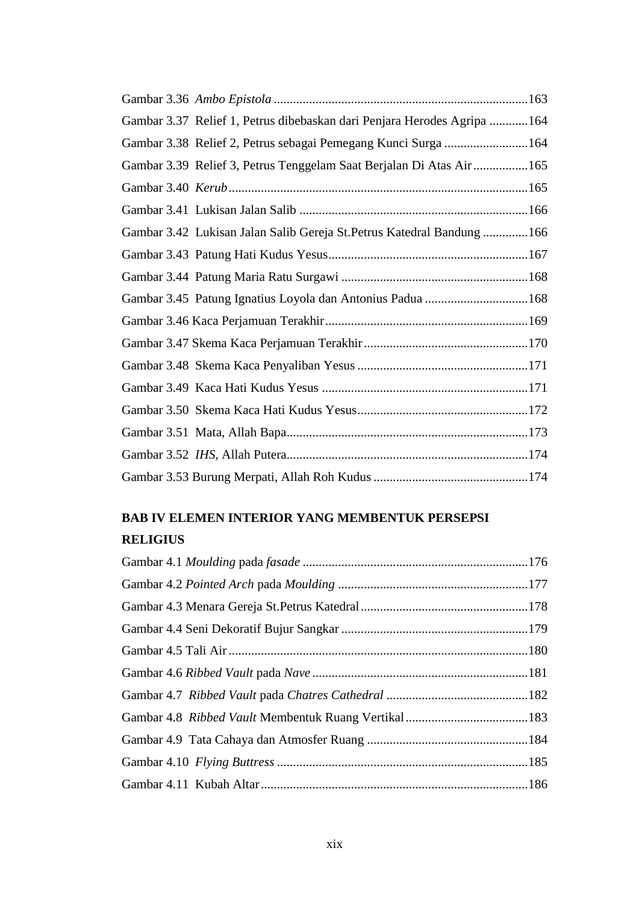Gambar 3.36 *Ambo Epistola* ....................................................................................163
Gambar 3.37 Relief 1, Petrus dibebaskan dari Penjara Herodes Agripa ............164
Gambar 3.38 Relief 2, Petrus sebagai Pemegang Kunci Surga ..........................164
Gambar 3.39 Relief 3, Petrus Tenggelam Saat Berjalan Di Atas Air.................165
Gambar 3.40 *Kerub*..............................................................................................165
Gambar 3.41 Lukisan Jalan Salib .......................................................................166
Gambar 3.42 Lukisan Jalan Salib Gereja St.Petrus Katedral Bandung ..............166
Gambar 3.43 Patung Hati Kudus Yesus..............................................................167
Gambar 3.44 Patung Maria Ratu Surgawi ..........................................................168
Gambar 3.45 Patung Ignatius Loyola dan Antonius Padua ................................168
Gambar 3.46 Kaca Perjamuan Terakhir...............................................................169
Gambar 3.47 Skema Kaca Perjamuan Terakhir...................................................170
Gambar 3.48 Skema Kaca Penyaliban Yesus .....................................................171
Gambar 3.49 Kaca Hati Kudus Yesus ................................................................171
Gambar 3.50 Skema Kaca Hati Kudus Yesus.....................................................172
Gambar 3.51 Mata, Allah Bapa...........................................................................173
Gambar 3.52 *IHS*, Allah Putera...........................................................................174
Gambar 3.53 Burung Merpati, Allah Roh Kudus................................................174

## BAB IV ELEMEN INTERIOR YANG MEMBENTUK PERSEPSI RELIGIUS

Gambar 4.1 *Moulding* pada *fasade* ......................................................................176
Gambar 4.2 *Pointed Arch* pada *Moulding* ...........................................................177
Gambar 4.3 Menara Gereja St.Petrus Katedral....................................................178
Gambar 4.4 Seni Dekoratif Bujur Sangkar ..........................................................179
Gambar 4.5 Tali Air ............................................................................................180
Gambar 4.6 *Ribbed Vault* pada *Nave* ...................................................................181
Gambar 4.7 *Ribbed Vault* pada *Chatres Cathedral* ............................................182
Gambar 4.8 *Ribbed Vault* Membentuk Ruang Vertikal......................................183
Gambar 4.9 Tata Cahaya dan Atmosfer Ruang ..................................................184
Gambar 4.10 *Flying Buttress* ..............................................................................185
Gambar 4.11 Kubah Altar..................................................................................186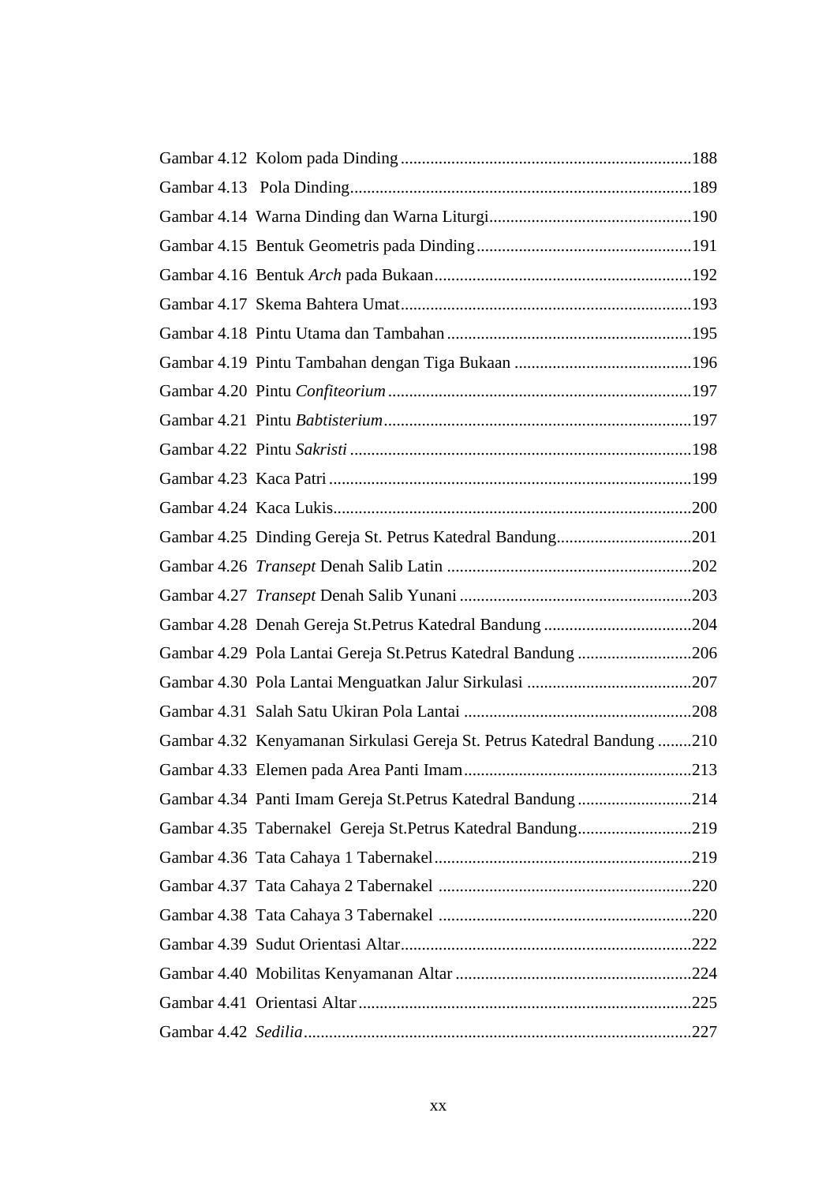Gambar 4.12 Kolom pada Dinding ....................................................................188

Gambar 4.13 Pola Dinding................................................................................189

Gambar 4.14 Warna Dinding dan Warna Liturgi................................................190

Gambar 4.15 Bentuk Geometris pada Dinding ...................................................191

Gambar 4.16 Bentuk *Arch* pada Bukaan............................................................192

Gambar 4.17 Skema Bahtera Umat....................................................................193

Gambar 4.18 Pintu Utama dan Tambahan ..........................................................195

Gambar 4.19 Pintu Tambahan dengan Tiga Bukaan ..........................................196

Gambar 4.20 Pintu *Confiteorium* .......................................................................197

Gambar 4.21 Pintu *Babtisterium*........................................................................197

Gambar 4.22 Pintu *Sakristi* ................................................................................198

Gambar 4.23 Kaca Patri .....................................................................................199

Gambar 4.24 Kaca Lukis....................................................................................200

Gambar 4.25 Dinding Gereja St. Petrus Katedral Bandung................................201

Gambar 4.26 *Transept* Denah Salib Latin ..........................................................202

Gambar 4.27 *Transept* Denah Salib Yunani .......................................................203

Gambar 4.28 Denah Gereja St.Petrus Katedral Bandung ...................................204

Gambar 4.29 Pola Lantai Gereja St.Petrus Katedral Bandung ...........................206

Gambar 4.30 Pola Lantai Menguatkan Jalur Sirkulasi .......................................207

Gambar 4.31 Salah Satu Ukiran Pola Lantai ......................................................208

Gambar 4.32 Kenyamanan Sirkulasi Gereja St. Petrus Katedral Bandung ........210

Gambar 4.33 Elemen pada Area Panti Imam......................................................213

Gambar 4.34 Panti Imam Gereja St.Petrus Katedral Bandung...........................214

Gambar 4.35 Tabernakel Gereja St.Petrus Katedral Bandung...........................219

Gambar 4.36 Tata Cahaya 1 Tabernakel.............................................................219

Gambar 4.37 Tata Cahaya 2 Tabernakel ............................................................220

Gambar 4.38 Tata Cahaya 3 Tabernakel ............................................................220

Gambar 4.39 Sudut Orientasi Altar....................................................................222

Gambar 4.40 Mobilitas Kenyamanan Altar ........................................................224

Gambar 4.41 Orientasi Altar...............................................................................225

Gambar 4.42 *Sedilia*...........................................................................................227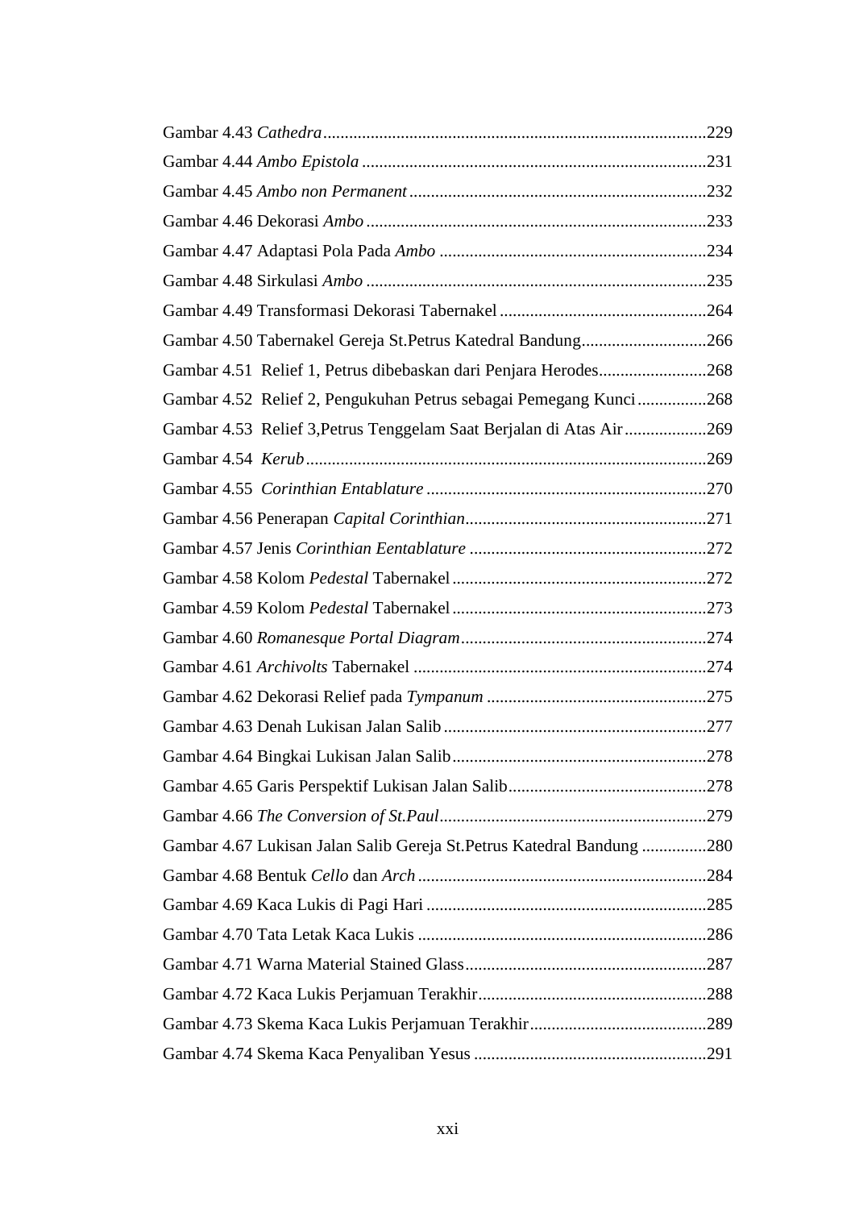Gambar 4.43 *Cathedra*........................................................................................229

Gambar 4.44 *Ambo Epistola* ................................................................................231

Gambar 4.45 *Ambo non Permanent* .....................................................................232

Gambar 4.46 Dekorasi *Ambo* ...............................................................................233

Gambar 4.47 Adaptasi Pola Pada *Ambo* ..............................................................234

Gambar 4.48 Sirkulasi *Ambo* ...............................................................................235

Gambar 4.49 Transformasi Dekorasi Tabernakel ................................................264

Gambar 4.50 Tabernakel Gereja St.Petrus Katedral Bandung.............................266

Gambar 4.51 Relief 1, Petrus dibebaskan dari Penjara Herodes.........................268

Gambar 4.52 Relief 2, Pengukuhan Petrus sebagai Pemegang Kunci................268

Gambar 4.53 Relief 3,Petrus Tenggelam Saat Berjalan di Atas Air...................269

Gambar 4.54 *Kerub*............................................................................................269

Gambar 4.55 *Corinthian Entablature* .................................................................270

Gambar 4.56 Penerapan *Capital Corinthian*........................................................271

Gambar 4.57 Jenis *Corinthian Eentablature* .......................................................272

Gambar 4.58 Kolom *Pedestal* Tabernakel...........................................................272

Gambar 4.59 Kolom *Pedestal* Tabernakel...........................................................273

Gambar 4.60 *Romanesque Portal Diagram*.........................................................274

Gambar 4.61 *Archivolts* Tabernakel ....................................................................274

Gambar 4.62 Dekorasi Relief pada *Tympanum* ...................................................275

Gambar 4.63 Denah Lukisan Jalan Salib.............................................................277

Gambar 4.64 Bingkai Lukisan Jalan Salib...........................................................278

Gambar 4.65 Garis Perspektif Lukisan Jalan Salib..............................................278

Gambar 4.66 *The Conversion of St.Paul*..............................................................279

Gambar 4.67 Lukisan Jalan Salib Gereja St.Petrus Katedral Bandung ...............280

Gambar 4.68 Bentuk *Cello* dan *Arch* ...................................................................284

Gambar 4.69 Kaca Lukis di Pagi Hari .................................................................285

Gambar 4.70 Tata Letak Kaca Lukis ...................................................................286

Gambar 4.71 Warna Material Stained Glass........................................................287

Gambar 4.72 Kaca Lukis Perjamuan Terakhir.....................................................288

Gambar 4.73 Skema Kaca Lukis Perjamuan Terakhir.........................................289

Gambar 4.74 Skema Kaca Penyaliban Yesus ......................................................291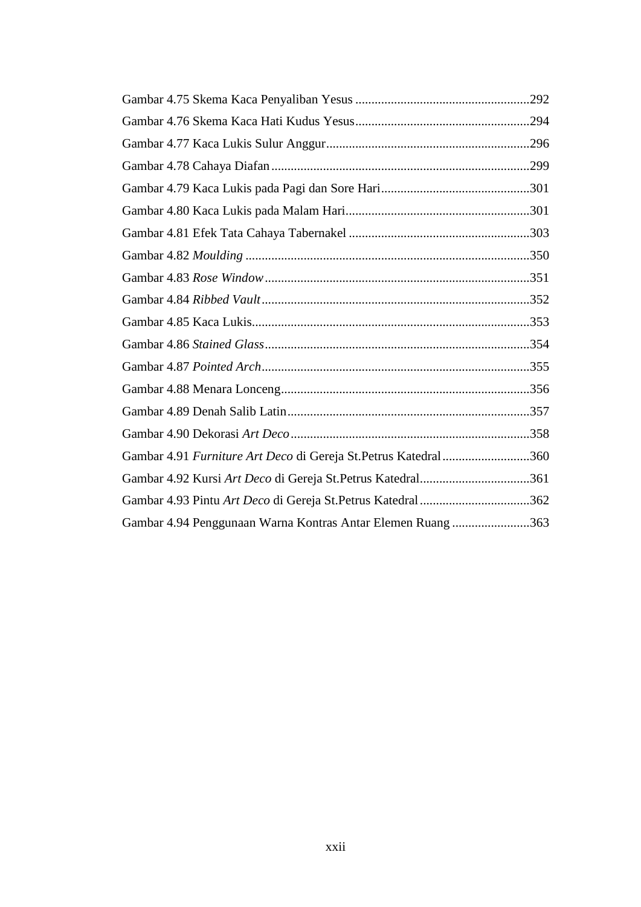Gambar 4.75 Skema Kaca Penyaliban Yesus ......................................................292
Gambar 4.76 Skema Kaca Hati Kudus Yesus......................................................294
Gambar 4.77 Kaca Lukis Sulur Anggur...............................................................296
Gambar 4.78 Cahaya Diafan ................................................................................299
Gambar 4.79 Kaca Lukis pada Pagi dan Sore Hari..............................................301
Gambar 4.80 Kaca Lukis pada Malam Hari.........................................................301
Gambar 4.81 Efek Tata Cahaya Tabernakel ........................................................303
Gambar 4.82 *Moulding* ........................................................................................350
Gambar 4.83 *Rose Window* ..................................................................................351
Gambar 4.84 *Ribbed Vault* ...................................................................................352
Gambar 4.85 Kaca Lukis......................................................................................353
Gambar 4.86 *Stained Glass* ..................................................................................354
Gambar 4.87 *Pointed Arch* ...................................................................................355
Gambar 4.88 Menara Lonceng.............................................................................356
Gambar 4.89 Denah Salib Latin...........................................................................357
Gambar 4.90 Dekorasi *Art Deco* ..........................................................................358
Gambar 4.91 *Furniture Art Deco* di Gereja St.Petrus Katedral...........................360
Gambar 4.92 Kursi *Art Deco* di Gereja St.Petrus Katedral..................................361
Gambar 4.93 Pintu *Art Deco* di Gereja St.Petrus Katedral ..................................362
Gambar 4.94 Penggunaan Warna Kontras Antar Elemen Ruang ........................363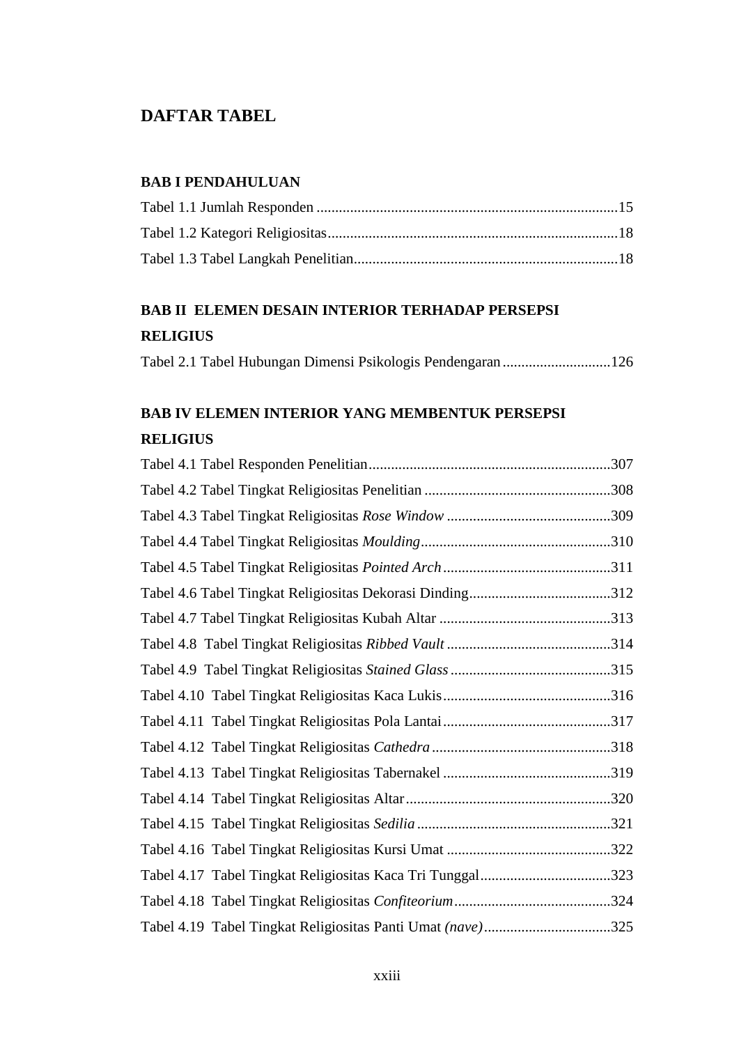# DAFTAR TABEL

**BAB I PENDAHULUAN**

Tabel 1.1 Jumlah Responden ................................................................................15

Tabel 1.2 Kategori Religiositas.............................................................................18

Tabel 1.3 Tabel Langkah Penelitian......................................................................18

**BAB II ELEMEN DESAIN INTERIOR TERHADAP PERSEPSI RELIGIUS**

Tabel 2.1 Tabel Hubungan Dimensi Psikologis Pendengaran ............................126

**BAB IV ELEMEN INTERIOR YANG MEMBENTUK PERSEPSI RELIGIUS**

Tabel 4.1 Tabel Responden Penelitian.................................................................307

Tabel 4.2 Tabel Tingkat Religiositas Penelitian ..................................................308

Tabel 4.3 Tabel Tingkat Religiositas *Rose Window* ............................................309

Tabel 4.4 Tabel Tingkat Religiositas *Moulding*...................................................310

Tabel 4.5 Tabel Tingkat Religiositas *Pointed Arch*.............................................311

Tabel 4.6 Tabel Tingkat Religiositas Dekorasi Dinding......................................312

Tabel 4.7 Tabel Tingkat Religiositas Kubah Altar ..............................................313

Tabel 4.8 Tabel Tingkat Religiositas *Ribbed Vault* ............................................314

Tabel 4.9 Tabel Tingkat Religiositas *Stained Glass*...........................................315

Tabel 4.10 Tabel Tingkat Religiositas Kaca Lukis.............................................316

Tabel 4.11 Tabel Tingkat Religiositas Pola Lantai.............................................317

Tabel 4.12 Tabel Tingkat Religiositas *Cathedra*................................................318

Tabel 4.13 Tabel Tingkat Religiositas Tabernakel .............................................319

Tabel 4.14 Tabel Tingkat Religiositas Altar.......................................................320

Tabel 4.15 Tabel Tingkat Religiositas *Sedilia*....................................................321

Tabel 4.16 Tabel Tingkat Religiositas Kursi Umat ............................................322

Tabel 4.17 Tabel Tingkat Religiositas Kaca Tri Tunggal...................................323

Tabel 4.18 Tabel Tingkat Religiositas *Confiteorium*..........................................324

Tabel 4.19 Tabel Tingkat Religiositas Panti Umat *(nave)*..................................325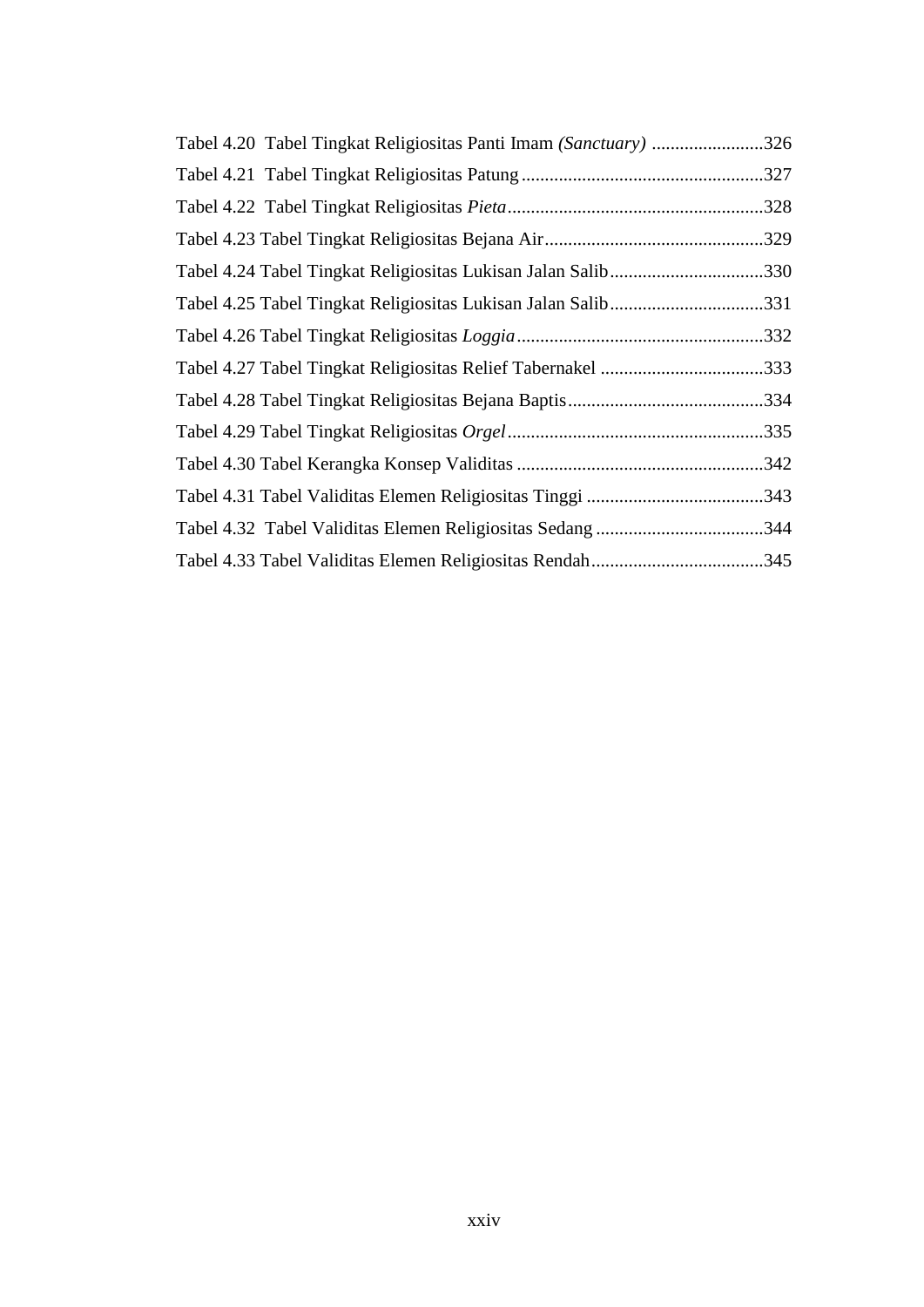Tabel 4.20 Tabel Tingkat Religiositas Panti Imam *(Sanctuary)* ........................326

Tabel 4.21 Tabel Tingkat Religiositas Patung ....................................................327

Tabel 4.22 Tabel Tingkat Religiositas *Pieta* .......................................................328

Tabel 4.23 Tabel Tingkat Religiositas Bejana Air ...............................................329

Tabel 4.24 Tabel Tingkat Religiositas Lukisan Jalan Salib .................................330

Tabel 4.25 Tabel Tingkat Religiositas Lukisan Jalan Salib .................................331

Tabel 4.26 Tabel Tingkat Religiositas *Loggia* .....................................................332

Tabel 4.27 Tabel Tingkat Religiositas Relief Tabernakel ...................................333

Tabel 4.28 Tabel Tingkat Religiositas Bejana Baptis ..........................................334

Tabel 4.29 Tabel Tingkat Religiositas *Orgel* .......................................................335

Tabel 4.30 Tabel Kerangka Konsep Validitas .....................................................342

Tabel 4.31 Tabel Validitas Elemen Religiositas Tinggi ......................................343

Tabel 4.32 Tabel Validitas Elemen Religiositas Sedang ....................................344

Tabel 4.33 Tabel Validitas Elemen Religiositas Rendah .....................................345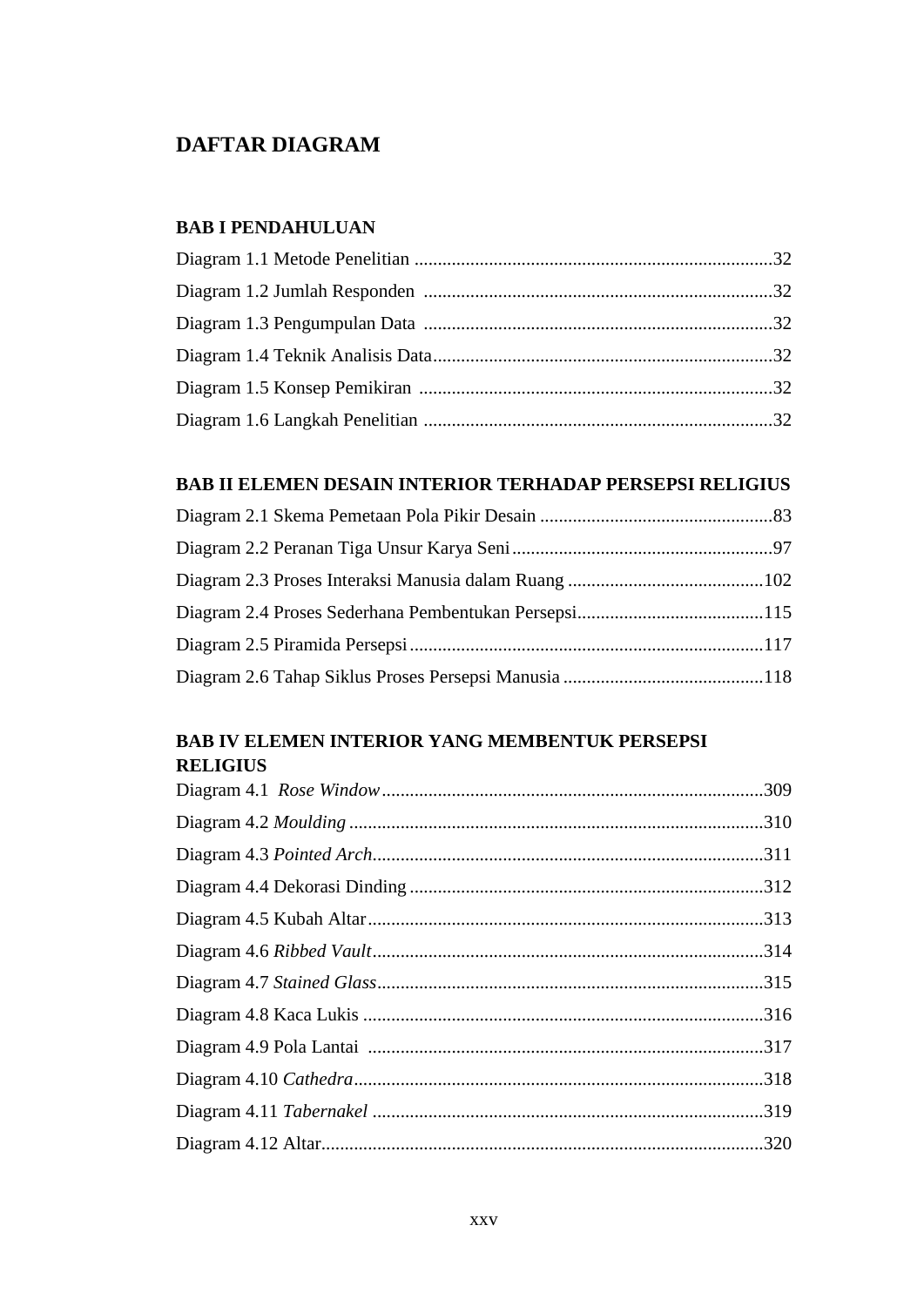# DAFTAR DIAGRAM

**BAB I PENDAHULUAN**

Diagram 1.1 Metode Penelitian ............................................................................32

Diagram 1.2 Jumlah Responden ..........................................................................32

Diagram 1.3 Pengumpulan Data ..........................................................................32

Diagram 1.4 Teknik Analisis Data........................................................................32

Diagram 1.5 Konsep Pemikiran ...........................................................................32

Diagram 1.6 Langkah Penelitian ..........................................................................32

**BAB II ELEMEN DESAIN INTERIOR TERHADAP PERSEPSI RELIGIUS**

Diagram 2.1 Skema Pemetaan Pola Pikir Desain .................................................83

Diagram 2.2 Peranan Tiga Unsur Karya Seni........................................................97

Diagram 2.3 Proses Interaksi Manusia dalam Ruang ..........................................102

Diagram 2.4 Proses Sederhana Pembentukan Persepsi........................................115

Diagram 2.5 Piramida Persepsi ...........................................................................117

Diagram 2.6 Tahap Siklus Proses Persepsi Manusia ...........................................118

**BAB IV ELEMEN INTERIOR YANG MEMBENTUK PERSEPSI RELIGIUS**

Diagram 4.1 *Rose Window*.................................................................................309

Diagram 4.2 *Moulding* ........................................................................................310

Diagram 4.3 *Pointed Arch*...................................................................................311

Diagram 4.4 Dekorasi Dinding ...........................................................................312

Diagram 4.5 Kubah Altar....................................................................................313

Diagram 4.6 *Ribbed Vault*...................................................................................314

Diagram 4.7 *Stained Glass*..................................................................................315

Diagram 4.8 Kaca Lukis .....................................................................................316

Diagram 4.9 Pola Lantai ....................................................................................317

Diagram 4.10 *Cathedra*.......................................................................................318

Diagram 4.11 *Tabernakel* ...................................................................................319

Diagram 4.12 Altar.............................................................................................320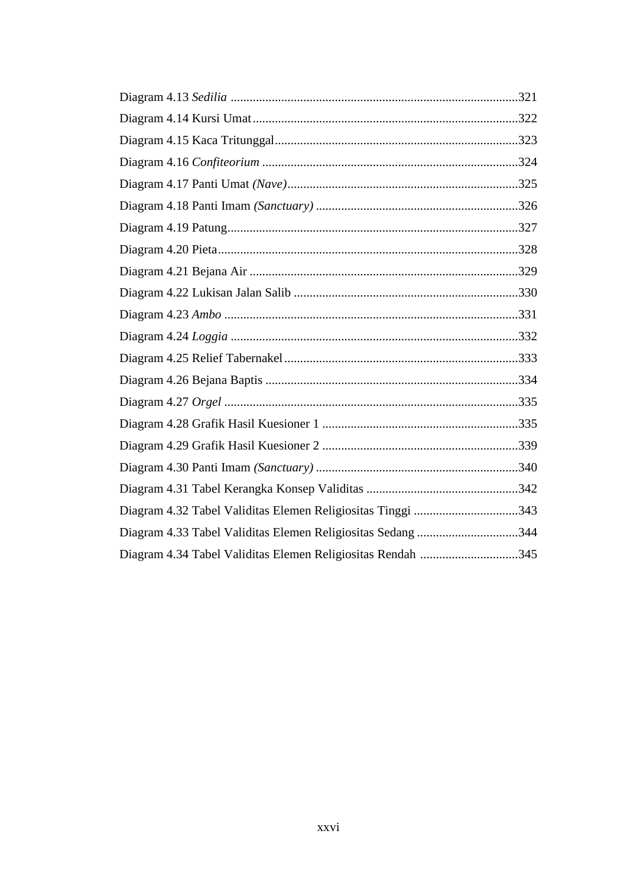Diagram 4.13 *Sedilia* ..........................................................................................321

Diagram 4.14 Kursi Umat...................................................................................322

Diagram 4.15 Kaca Tritunggal............................................................................323

Diagram 4.16 *Confiteorium* ...............................................................................324

Diagram 4.17 Panti Umat *(Nave)*........................................................................325

Diagram 4.18 Panti Imam *(Sanctuary)* ...............................................................326

Diagram 4.19 Patung...........................................................................................327

Diagram 4.20 Pieta..............................................................................................328

Diagram 4.21 Bejana Air ....................................................................................329

Diagram 4.22 Lukisan Jalan Salib ......................................................................330

Diagram 4.23 *Ambo* ............................................................................................331

Diagram 4.24 *Loggia* ..........................................................................................332

Diagram 4.25 Relief Tabernakel.........................................................................333

Diagram 4.26 Bejana Baptis ...............................................................................334

Diagram 4.27 *Orgel* ............................................................................................335

Diagram 4.28 Grafik Hasil Kuesioner 1 .............................................................335

Diagram 4.29 Grafik Hasil Kuesioner 2 .............................................................339

Diagram 4.30 Panti Imam *(Sanctuary)* ...............................................................340

Diagram 4.31 Tabel Kerangka Konsep Validitas ...............................................342

Diagram 4.32 Tabel Validitas Elemen Religiositas Tinggi ................................343

Diagram 4.33 Tabel Validitas Elemen Religiositas Sedang ...............................344

Diagram 4.34 Tabel Validitas Elemen Religiositas Rendah ..............................345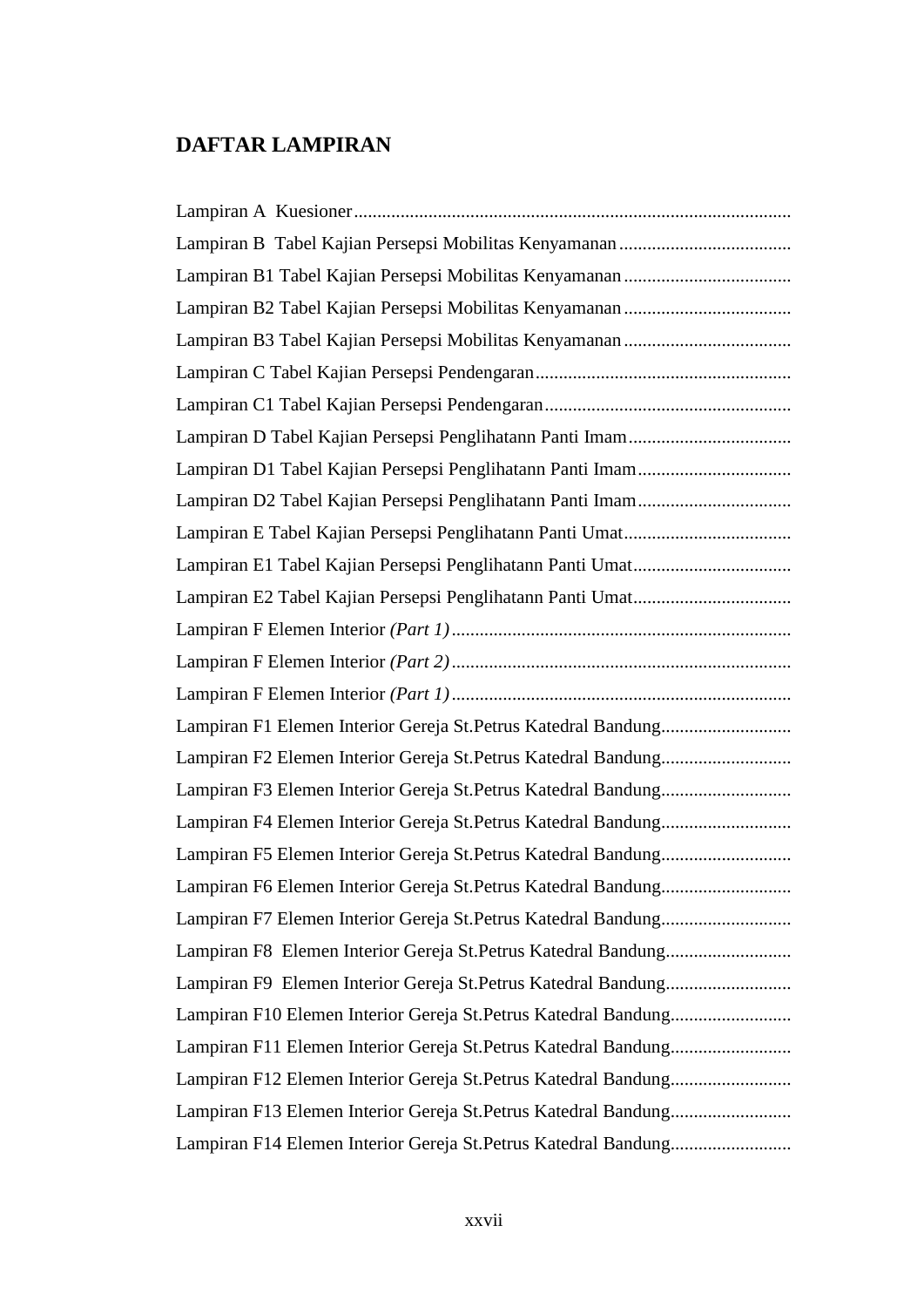# DAFTAR LAMPIRAN

Lampiran A Kuesioner..............................................................................................

Lampiran B Tabel Kajian Persepsi Mobilitas Kenyamanan.....................................

Lampiran B1 Tabel Kajian Persepsi Mobilitas Kenyamanan....................................

Lampiran B2 Tabel Kajian Persepsi Mobilitas Kenyamanan....................................

Lampiran B3 Tabel Kajian Persepsi Mobilitas Kenyamanan....................................

Lampiran C Tabel Kajian Persepsi Pendengaran.......................................................

Lampiran C1 Tabel Kajian Persepsi Pendengaran.....................................................

Lampiran D Tabel Kajian Persepsi Penglihatann Panti Imam...................................

Lampiran D1 Tabel Kajian Persepsi Penglihatann Panti Imam.................................

Lampiran D2 Tabel Kajian Persepsi Penglihatann Panti Imam.................................

Lampiran E Tabel Kajian Persepsi Penglihatann Panti Umat....................................

Lampiran E1 Tabel Kajian Persepsi Penglihatann Panti Umat..................................

Lampiran E2 Tabel Kajian Persepsi Penglihatann Panti Umat..................................

Lampiran F Elemen Interior *(Part 1)*.........................................................................

Lampiran F Elemen Interior *(Part 2)*.........................................................................

Lampiran F Elemen Interior *(Part 1)*.........................................................................

Lampiran F1 Elemen Interior Gereja St.Petrus Katedral Bandung............................

Lampiran F2 Elemen Interior Gereja St.Petrus Katedral Bandung............................

Lampiran F3 Elemen Interior Gereja St.Petrus Katedral Bandung............................

Lampiran F4 Elemen Interior Gereja St.Petrus Katedral Bandung............................

Lampiran F5 Elemen Interior Gereja St.Petrus Katedral Bandung............................

Lampiran F6 Elemen Interior Gereja St.Petrus Katedral Bandung............................

Lampiran F7 Elemen Interior Gereja St.Petrus Katedral Bandung............................

Lampiran F8 Elemen Interior Gereja St.Petrus Katedral Bandung...........................

Lampiran F9 Elemen Interior Gereja St.Petrus Katedral Bandung...........................

Lampiran F10 Elemen Interior Gereja St.Petrus Katedral Bandung..........................

Lampiran F11 Elemen Interior Gereja St.Petrus Katedral Bandung..........................

Lampiran F12 Elemen Interior Gereja St.Petrus Katedral Bandung..........................

Lampiran F13 Elemen Interior Gereja St.Petrus Katedral Bandung..........................

Lampiran F14 Elemen Interior Gereja St.Petrus Katedral Bandung..........................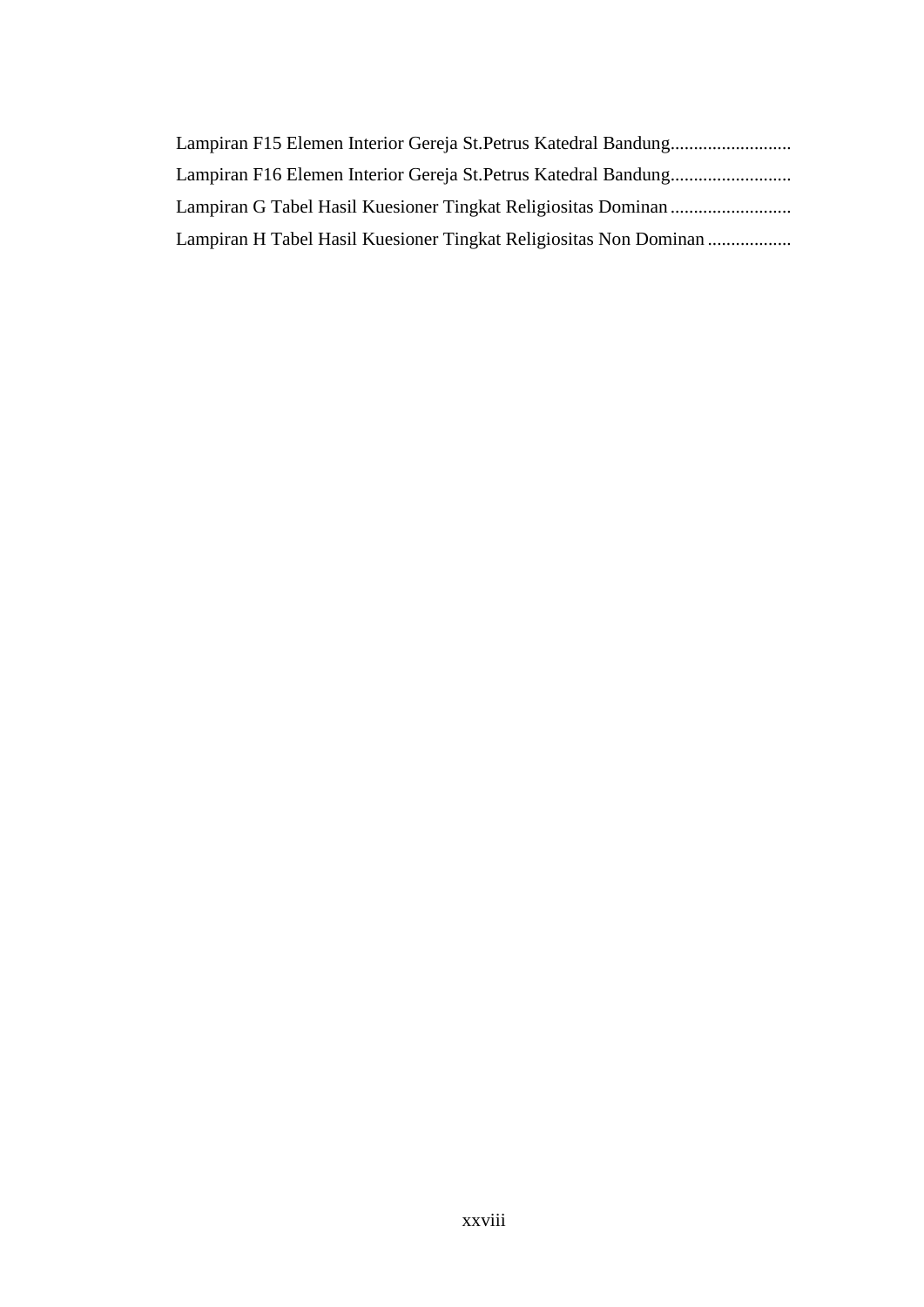Lampiran F15 Elemen Interior Gereja St.Petrus Katedral Bandung..........................

Lampiran F16 Elemen Interior Gereja St.Petrus Katedral Bandung..........................

Lampiran G Tabel Hasil Kuesioner Tingkat Religiositas Dominan ..........................

Lampiran H Tabel Hasil Kuesioner Tingkat Religiositas Non Dominan ..................